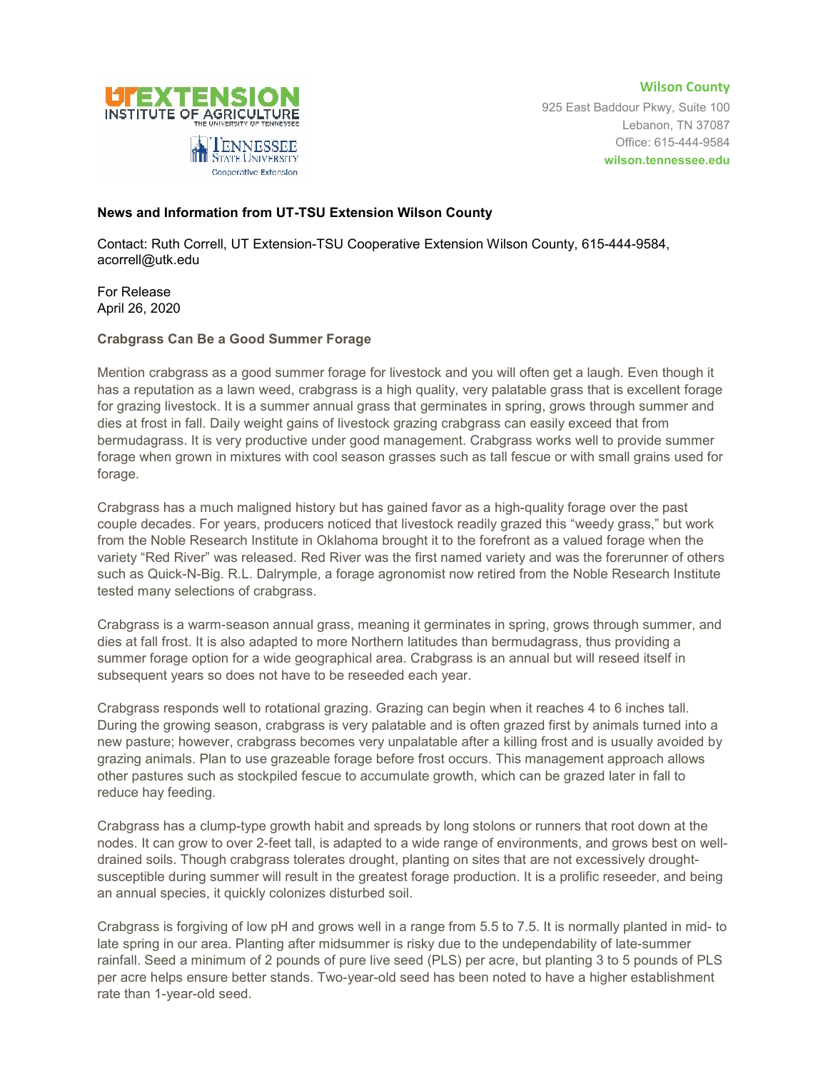**UT EXTENSION**
INSTITUTE OF AGRICULTURE
THE UNIVERSITY OF TENNESSEE

TENNESSEE STATE UNIVERSITY
Cooperative Extension

**Wilson County**
925 East Baddour Pkwy, Suite 100
Lebanon, TN 37087
Office: 615-444-9584
**wilson.tennessee.edu**

**News and Information from UT-TSU Extension Wilson County**

Contact: Ruth Correll, UT Extension-TSU Cooperative Extension Wilson County, 615-444-9584, acorrell@utk.edu

For Release
April 26, 2020

**Crabgrass Can Be a Good Summer Forage**

Mention crabgrass as a good summer forage for livestock and you will often get a laugh. Even though it has a reputation as a lawn weed, crabgrass is a high quality, very palatable grass that is excellent forage for grazing livestock. It is a summer annual grass that germinates in spring, grows through summer and dies at frost in fall. Daily weight gains of livestock grazing crabgrass can easily exceed that from bermudagrass. It is very productive under good management. Crabgrass works well to provide summer forage when grown in mixtures with cool season grasses such as tall fescue or with small grains used for forage.

Crabgrass has a much maligned history but has gained favor as a high-quality forage over the past couple decades. For years, producers noticed that livestock readily grazed this "weedy grass," but work from the Noble Research Institute in Oklahoma brought it to the forefront as a valued forage when the variety "Red River" was released. Red River was the first named variety and was the forerunner of others such as Quick-N-Big. R.L. Dalrymple, a forage agronomist now retired from the Noble Research Institute tested many selections of crabgrass.

Crabgrass is a warm-season annual grass, meaning it germinates in spring, grows through summer, and dies at fall frost. It is also adapted to more Northern latitudes than bermudagrass, thus providing a summer forage option for a wide geographical area. Crabgrass is an annual but will reseed itself in subsequent years so does not have to be reseeded each year.

Crabgrass responds well to rotational grazing. Grazing can begin when it reaches 4 to 6 inches tall. During the growing season, crabgrass is very palatable and is often grazed first by animals turned into a new pasture; however, crabgrass becomes very unpalatable after a killing frost and is usually avoided by grazing animals. Plan to use grazeable forage before frost occurs. This management approach allows other pastures such as stockpiled fescue to accumulate growth, which can be grazed later in fall to reduce hay feeding.

Crabgrass has a clump-type growth habit and spreads by long stolons or runners that root down at the nodes. It can grow to over 2-feet tall, is adapted to a wide range of environments, and grows best on well-drained soils. Though crabgrass tolerates drought, planting on sites that are not excessively drought-susceptible during summer will result in the greatest forage production. It is a prolific reseeder, and being an annual species, it quickly colonizes disturbed soil.

Crabgrass is forgiving of low pH and grows well in a range from 5.5 to 7.5. It is normally planted in mid- to late spring in our area. Planting after midsummer is risky due to the undependability of late-summer rainfall. Seed a minimum of 2 pounds of pure live seed (PLS) per acre, but planting 3 to 5 pounds of PLS per acre helps ensure better stands. Two-year-old seed has been noted to have a higher establishment rate than 1-year-old seed.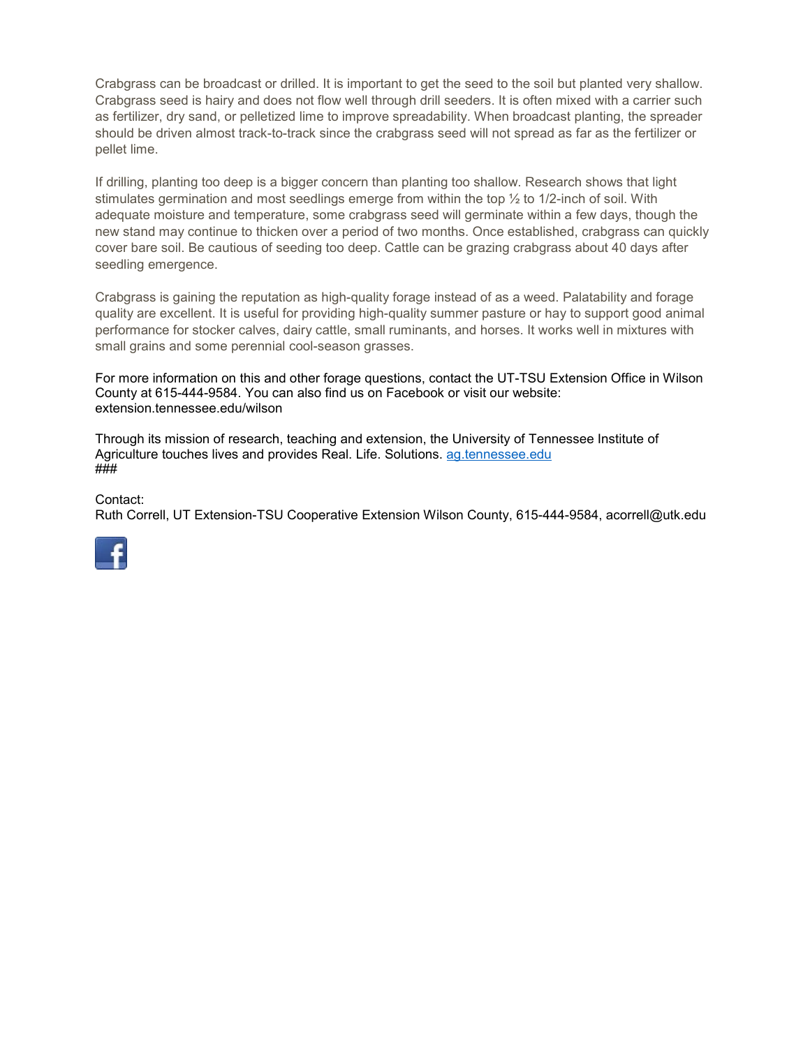Crabgrass can be broadcast or drilled. It is important to get the seed to the soil but planted very shallow. Crabgrass seed is hairy and does not flow well through drill seeders. It is often mixed with a carrier such as fertilizer, dry sand, or pelletized lime to improve spreadability. When broadcast planting, the spreader should be driven almost track-to-track since the crabgrass seed will not spread as far as the fertilizer or pellet lime.

If drilling, planting too deep is a bigger concern than planting too shallow. Research shows that light stimulates germination and most seedlings emerge from within the top ½ to 1/2-inch of soil. With adequate moisture and temperature, some crabgrass seed will germinate within a few days, though the new stand may continue to thicken over a period of two months. Once established, crabgrass can quickly cover bare soil. Be cautious of seeding too deep. Cattle can be grazing crabgrass about 40 days after seedling emergence.

Crabgrass is gaining the reputation as high-quality forage instead of as a weed. Palatability and forage quality are excellent. It is useful for providing high-quality summer pasture or hay to support good animal performance for stocker calves, dairy cattle, small ruminants, and horses. It works well in mixtures with small grains and some perennial cool-season grasses.

For more information on this and other forage questions, contact the UT-TSU Extension Office in Wilson County at 615-444-9584. You can also find us on Facebook or visit our website: extension.tennessee.edu/wilson

Through its mission of research, teaching and extension, the University of Tennessee Institute of Agriculture touches lives and provides Real. Life. Solutions. [ag.tennessee.edu](http://ag.tennessee.edu)
###

Contact:
Ruth Correll, UT Extension-TSU Cooperative Extension Wilson County, 615-444-9584, acorrell@utk.edu